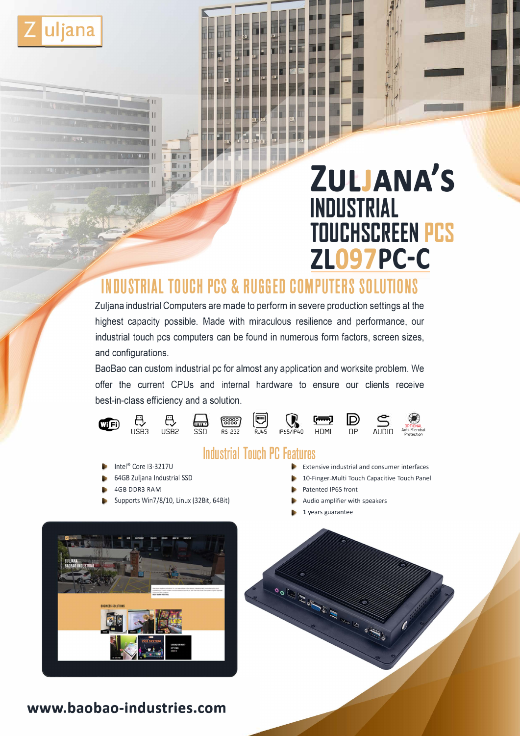Zuljana

# ZULJANA'S INDUSTRIAL TOUCHSCREEN PCS ZL097PC-C

## INDUSTRIAL TOUCH PCS & RUGGED COMPUTERS SOLUTIONS

Zuljana industrial Computers are made to perform in severe production settings at the highest capacity possible. Made with miraculous resilience and performance, our industrial touch pcs computers can be found in numerous form factors, screen sizes, and configurations.

BaoBao can custom industrial pc for almost any application and worksite problem. We offer the current CPUs and internal hardware to ensure our clients receive best-in-class efficiency and a solution.

WiFi | USB3 | USB2 | SSD | RS-232 | RJ45 | IP65/IP40 | HDMI | DP | AUDIO | OPTIONAL Anti-Microbal Protection

### Industrial Touch PC Features

- Intel® Core I3-3217U
- 64GB Zuljana Industrial SSD
- 4GB DDR3 RAM
- Supports Win7/8/10, Linux (32Bit, 64Bit)
- Extensive industrial and consumer interfaces
- 10-Finger-Multi Touch Capacitive Touch Panel
- Patented IP65 front
- Audio amplifier with speakers
- 1 years guarantee

www.baobao-industries.com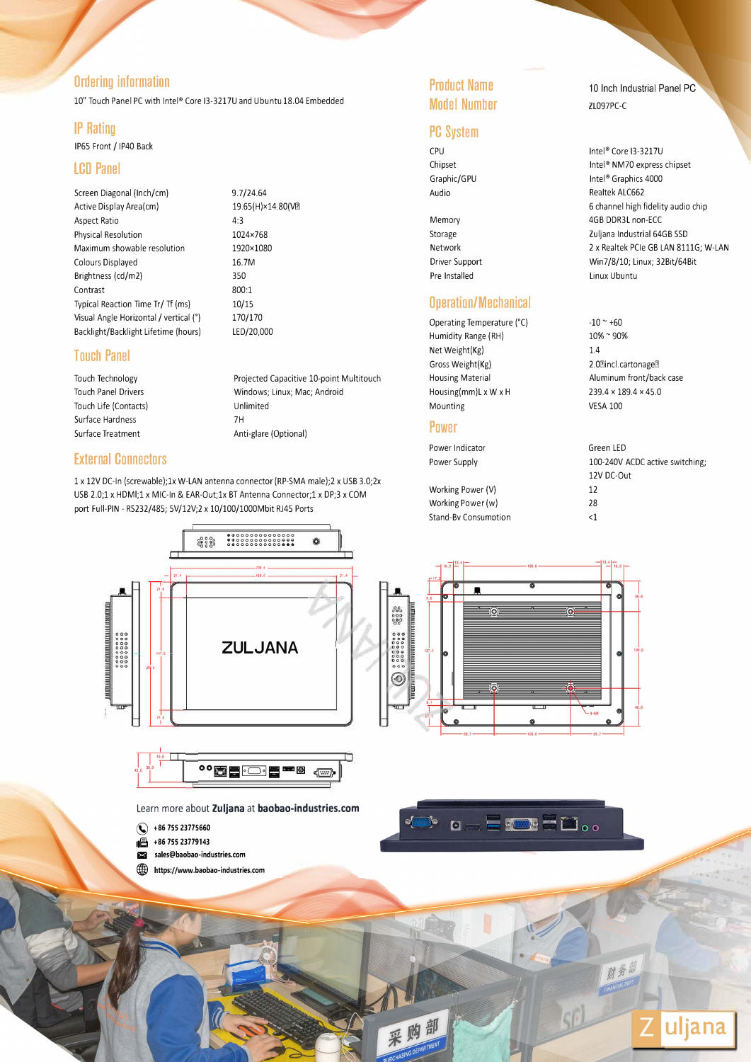## Ordering information

10" Touch Panel PC with Intel® Core I3-3217U and Ubuntu 18.04 Embedded

## IP Rating

IP65 Front / IP40 Back

## LCD Panel

| | |
|---|---|
| Screen Diagonal (Inch/cm) | 9.7/24.64 |
| Active Display Area(cm) | 19.65(H)×14.80(V) |
| Aspect Ratio | 4:3 |
| Physical Resolution | 1024×768 |
| Maximum showable resolution | 1920×1080 |
| Colours Displayed | 16.7M |
| Brightness (cd/m2) | 350 |
| Contrast | 800:1 |
| Typical Reaction Time Tr/ Tf (ms) | 10/15 |
| Visual Angle Horizontal / vertical (°) | 170/170 |
| Backlight/Backlight Lifetime (hours) | LED/20,000 |

## Touch Panel

| | |
|---|---|
| Touch Technology | Projected Capacitive 10-point Multitouch |
| Touch Panel Drivers | Windows; Linux; Mac; Android |
| Touch Life (Contacts) | Unlimited |
| Surface Hardness | 7H |
| Surface Treatment | Anti-glare (Optional) |

## External Connectors

1 x 12V DC-In (screwable);1x W-LAN antenna connector (RP-SMA male);2 x USB 3.0;2x USB 2.0;1 x HDMI;1 x MIC-In & EAR-Out;1x BT Antenna Connector;1 x DP;3 x COM port Full-PIN - RS232/485; 5V/12V;2 x 10/100/1000Mbit RJ45 Ports

## Product Name

10 Inch Industrial Panel PC

## Model Number

ZL097PC-C

## PC System

| | |
|---|---|
| CPU | Intel® Core I3-3217U |
| Chipset | Intel® NM70 express chipset |
| Graphic/GPU | Intel® Graphics 4000 |
| Audio | Realtek ALC662<br>6 channel high fidelity audio chip |
| Memory | 4GB DDR3L non-ECC |
| Storage | Zuljana Industrial 64GB SSD |
| Network | 2 x Realtek PCIe GB LAN 8111G; W-LAN |
| Driver Support | Win7/8/10; Linux; 32Bit/64Bit |
| Pre Installed | Linux Ubuntu |

## Operation/Mechanical

| | |
|---|---|
| Operating Temperature (°C) | -10 ~ +60 |
| Humidity Range (RH) | 10% ~ 90% |
| Net Weight(Kg) | 1.4 |
| Gross Weight(Kg) | 2.0(incl.cartonage) |
| Housing Material | Aluminum front/back case |
| Housing(mm)L x W x H | 239.4 x 189.4 x 45.0 |
| Mounting | VESA 100 |

## Power

| | |
|---|---|
| Power Indicator | Green LED |
| Power Supply | 100-240V ACDC active switching;<br>12V DC-Out |
| Working Power (V) | 12 |
| Working Power (w) | 28 |
| Stand-Bv Consumotion | <1 |

Learn more about **Zuljana** at **baobao-industries.com**

+86 755 23775660

+86 755 23779143

sales@baobao-industries.com

https://www.baobao-industries.com